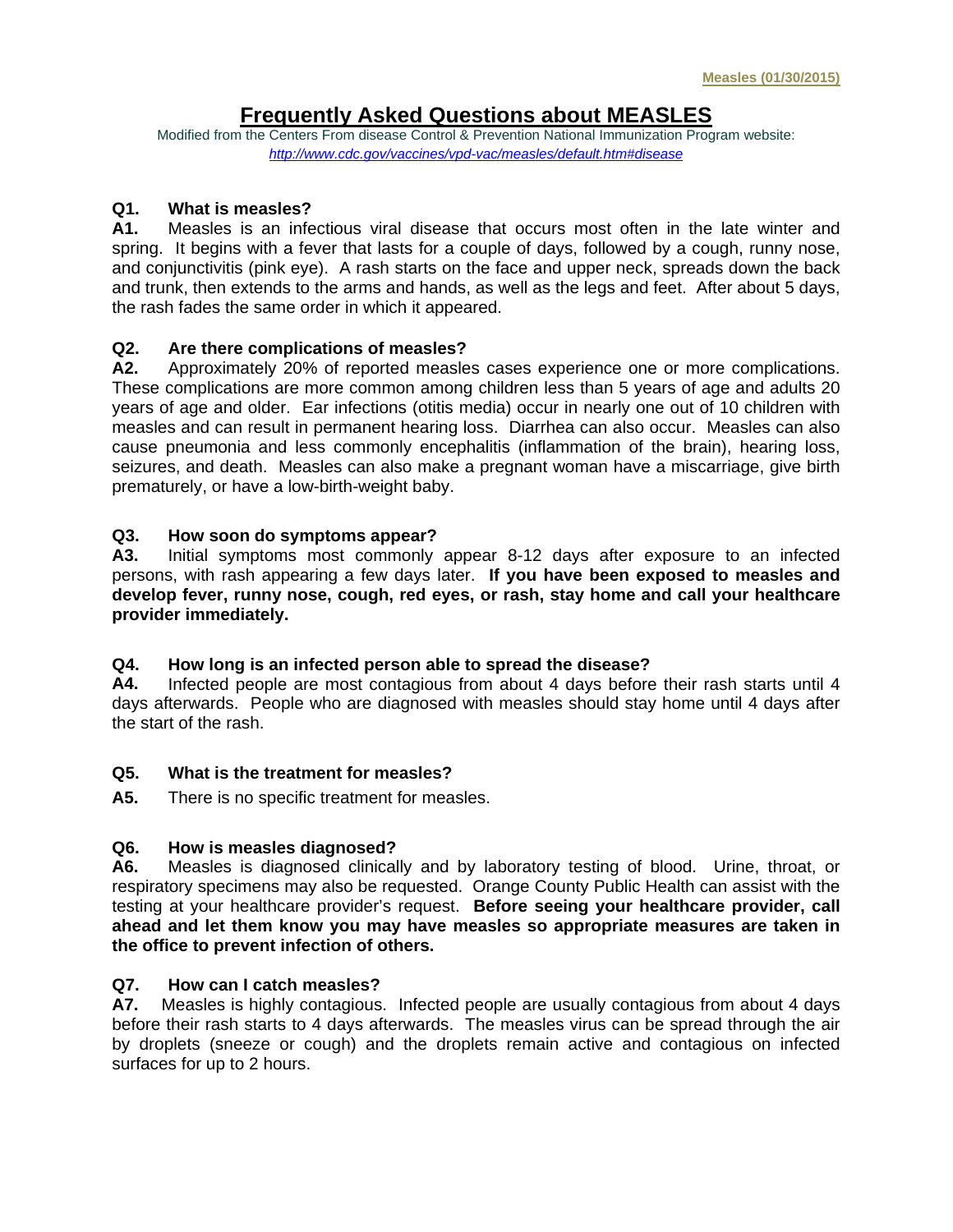Measures (01/30/2015)

# Frequently Asked Questions about MEASLES

Modified from the Centers From disease Control & Prevention National Immunization Program website:
*http://www.cdc.gov/vaccines/vpd-vac/measles/default.htm#disease*

**Q1. What is measles?**

**A1.** Measles is an infectious viral disease that occurs most often in the late winter and spring. It begins with a fever that lasts for a couple of days, followed by a cough, runny nose, and conjunctivitis (pink eye). A rash starts on the face and upper neck, spreads down the back and trunk, then extends to the arms and hands, as well as the legs and feet. After about 5 days, the rash fades the same order in which it appeared.

**Q2. Are there complications of measles?**

**A2.** Approximately 20% of reported measles cases experience one or more complications. These complications are more common among children less than 5 years of age and adults 20 years of age and older. Ear infections (otitis media) occur in nearly one out of 10 children with measles and can result in permanent hearing loss. Diarrhea can also occur. Measles can also cause pneumonia and less commonly encephalitis (inflammation of the brain), hearing loss, seizures, and death. Measles can also make a pregnant woman have a miscarriage, give birth prematurely, or have a low-birth-weight baby.

**Q3. How soon do symptoms appear?**

**A3.** Initial symptoms most commonly appear 8-12 days after exposure to an infected persons, with rash appearing a few days later. **If you have been exposed to measles and develop fever, runny nose, cough, red eyes, or rash, stay home and call your healthcare provider immediately.**

**Q4. How long is an infected person able to spread the disease?**

**A4.** Infected people are most contagious from about 4 days before their rash starts until 4 days afterwards. People who are diagnosed with measles should stay home until 4 days after the start of the rash.

**Q5. What is the treatment for measles?**

**A5.** There is no specific treatment for measles.

**Q6. How is measles diagnosed?**

**A6.** Measles is diagnosed clinically and by laboratory testing of blood. Urine, throat, or respiratory specimens may also be requested. Orange County Public Health can assist with the testing at your healthcare provider's request. **Before seeing your healthcare provider, call ahead and let them know you may have measles so appropriate measures are taken in the office to prevent infection of others.**

**Q7. How can I catch measles?**

**A7.** Measles is highly contagious. Infected people are usually contagious from about 4 days before their rash starts to 4 days afterwards. The measles virus can be spread through the air by droplets (sneeze or cough) and the droplets remain active and contagious on infected surfaces for up to 2 hours.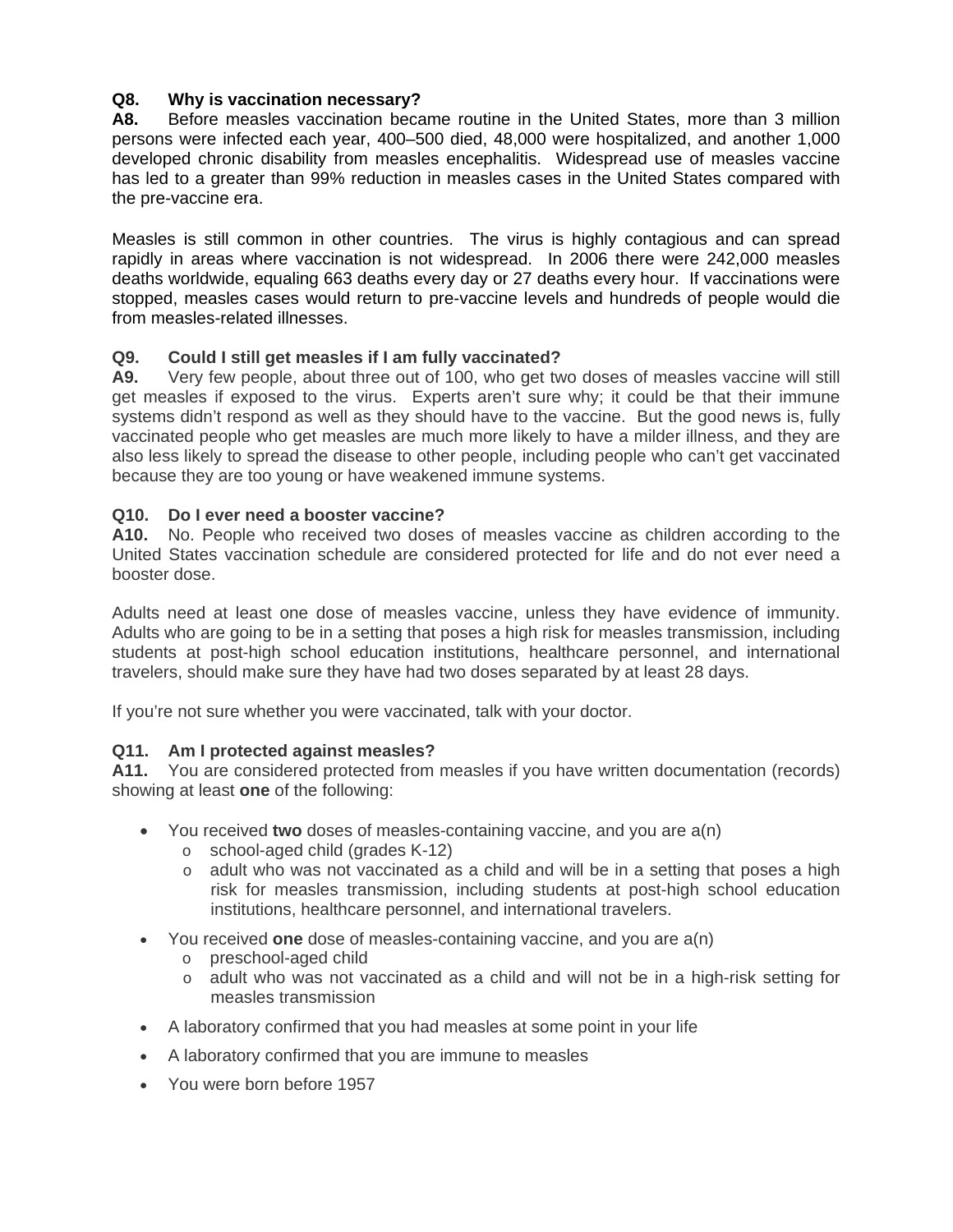**Q8. Why is vaccination necessary?**

**A8.** Before measles vaccination became routine in the United States, more than 3 million persons were infected each year, 400–500 died, 48,000 were hospitalized, and another 1,000 developed chronic disability from measles encephalitis. Widespread use of measles vaccine has led to a greater than 99% reduction in measles cases in the United States compared with the pre-vaccine era.

Measles is still common in other countries. The virus is highly contagious and can spread rapidly in areas where vaccination is not widespread. In 2006 there were 242,000 measles deaths worldwide, equaling 663 deaths every day or 27 deaths every hour. If vaccinations were stopped, measles cases would return to pre-vaccine levels and hundreds of people would die from measles-related illnesses.

**Q9. Could I still get measles if I am fully vaccinated?**

**A9.** Very few people, about three out of 100, who get two doses of measles vaccine will still get measles if exposed to the virus. Experts aren't sure why; it could be that their immune systems didn't respond as well as they should have to the vaccine. But the good news is, fully vaccinated people who get measles are much more likely to have a milder illness, and they are also less likely to spread the disease to other people, including people who can't get vaccinated because they are too young or have weakened immune systems.

**Q10. Do I ever need a booster vaccine?**

**A10.** No. People who received two doses of measles vaccine as children according to the United States vaccination schedule are considered protected for life and do not ever need a booster dose.

Adults need at least one dose of measles vaccine, unless they have evidence of immunity. Adults who are going to be in a setting that poses a high risk for measles transmission, including students at post-high school education institutions, healthcare personnel, and international travelers, should make sure they have had two doses separated by at least 28 days.

If you're not sure whether you were vaccinated, talk with your doctor.

**Q11. Am I protected against measles?**

**A11.** You are considered protected from measles if you have written documentation (records) showing at least **one** of the following:

- You received **two** doses of measles-containing vaccine, and you are a(n)
  - school-aged child (grades K-12)
  - adult who was not vaccinated as a child and will be in a setting that poses a high risk for measles transmission, including students at post-high school education institutions, healthcare personnel, and international travelers.
- You received **one** dose of measles-containing vaccine, and you are a(n)
  - preschool-aged child
  - adult who was not vaccinated as a child and will not be in a high-risk setting for measles transmission
- A laboratory confirmed that you had measles at some point in your life
- A laboratory confirmed that you are immune to measles
- You were born before 1957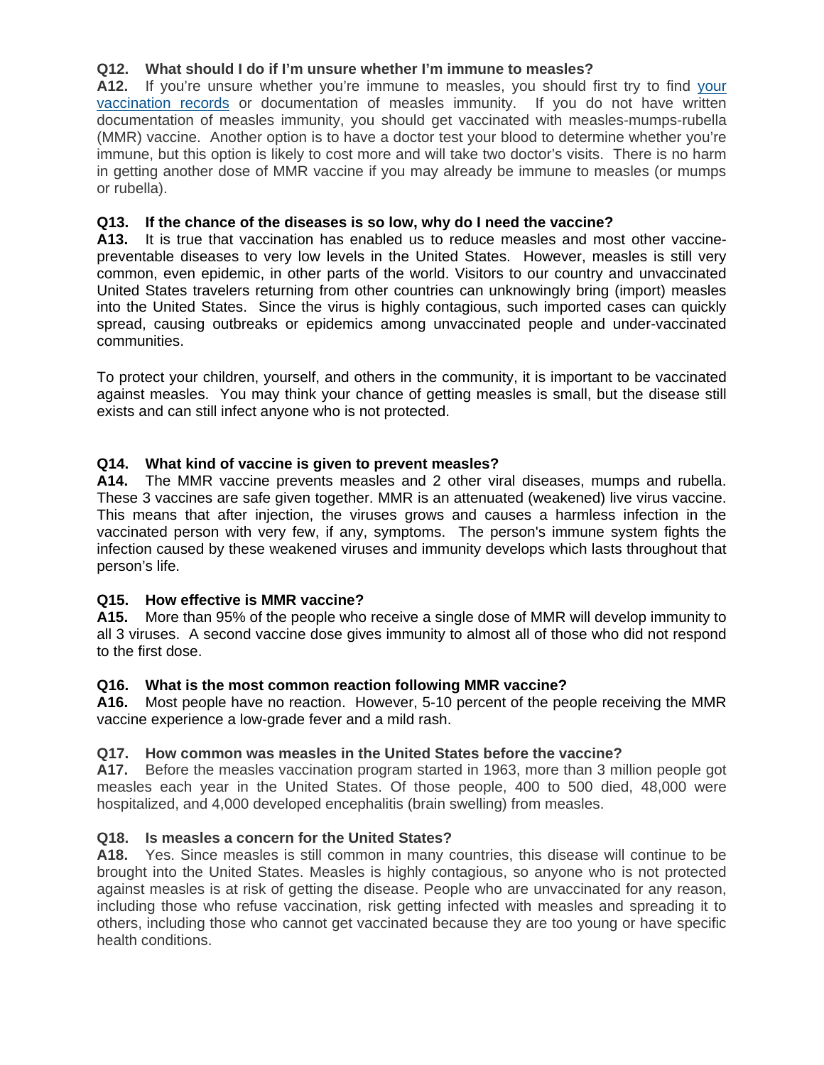**Q12. What should I do if I'm unsure whether I'm immune to measles?**

**A12.** If you're unsure whether you're immune to measles, you should first try to find your vaccination records or documentation of measles immunity. If you do not have written documentation of measles immunity, you should get vaccinated with measles-mumps-rubella (MMR) vaccine. Another option is to have a doctor test your blood to determine whether you're immune, but this option is likely to cost more and will take two doctor's visits. There is no harm in getting another dose of MMR vaccine if you may already be immune to measles (or mumps or rubella).

**Q13. If the chance of the diseases is so low, why do I need the vaccine?**

**A13.** It is true that vaccination has enabled us to reduce measles and most other vaccine-preventable diseases to very low levels in the United States. However, measles is still very common, even epidemic, in other parts of the world. Visitors to our country and unvaccinated United States travelers returning from other countries can unknowingly bring (import) measles into the United States. Since the virus is highly contagious, such imported cases can quickly spread, causing outbreaks or epidemics among unvaccinated people and under-vaccinated communities.

To protect your children, yourself, and others in the community, it is important to be vaccinated against measles. You may think your chance of getting measles is small, but the disease still exists and can still infect anyone who is not protected.

**Q14. What kind of vaccine is given to prevent measles?**

**A14.** The MMR vaccine prevents measles and 2 other viral diseases, mumps and rubella. These 3 vaccines are safe given together. MMR is an attenuated (weakened) live virus vaccine. This means that after injection, the viruses grows and causes a harmless infection in the vaccinated person with very few, if any, symptoms. The person's immune system fights the infection caused by these weakened viruses and immunity develops which lasts throughout that person's life.

**Q15. How effective is MMR vaccine?**

**A15.** More than 95% of the people who receive a single dose of MMR will develop immunity to all 3 viruses. A second vaccine dose gives immunity to almost all of those who did not respond to the first dose.

**Q16. What is the most common reaction following MMR vaccine?**

**A16.** Most people have no reaction. However, 5-10 percent of the people receiving the MMR vaccine experience a low-grade fever and a mild rash.

**Q17. How common was measles in the United States before the vaccine?**

**A17.** Before the measles vaccination program started in 1963, more than 3 million people got measles each year in the United States. Of those people, 400 to 500 died, 48,000 were hospitalized, and 4,000 developed encephalitis (brain swelling) from measles.

**Q18. Is measles a concern for the United States?**

**A18.** Yes. Since measles is still common in many countries, this disease will continue to be brought into the United States. Measles is highly contagious, so anyone who is not protected against measles is at risk of getting the disease. People who are unvaccinated for any reason, including those who refuse vaccination, risk getting infected with measles and spreading it to others, including those who cannot get vaccinated because they are too young or have specific health conditions.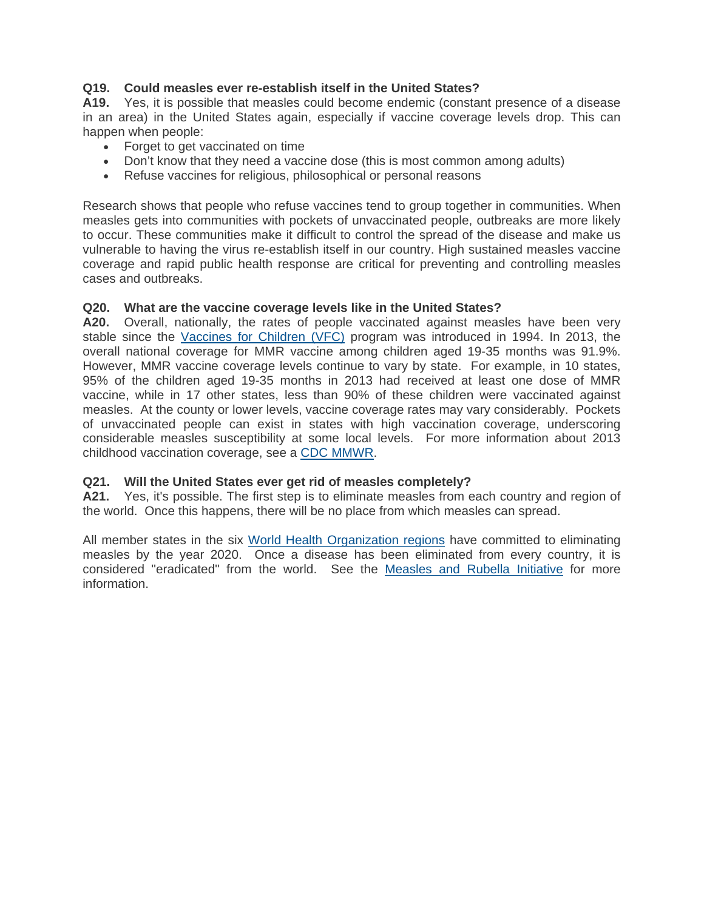**Q19. Could measles ever re-establish itself in the United States?**

**A19.** Yes, it is possible that measles could become endemic (constant presence of a disease in an area) in the United States again, especially if vaccine coverage levels drop. This can happen when people:

- Forget to get vaccinated on time
- Don't know that they need a vaccine dose (this is most common among adults)
- Refuse vaccines for religious, philosophical or personal reasons

Research shows that people who refuse vaccines tend to group together in communities. When measles gets into communities with pockets of unvaccinated people, outbreaks are more likely to occur. These communities make it difficult to control the spread of the disease and make us vulnerable to having the virus re-establish itself in our country. High sustained measles vaccine coverage and rapid public health response are critical for preventing and controlling measles cases and outbreaks.

**Q20. What are the vaccine coverage levels like in the United States?**

**A20.** Overall, nationally, the rates of people vaccinated against measles have been very stable since the [Vaccines for Children (VFC)]() program was introduced in 1994. In 2013, the overall national coverage for MMR vaccine among children aged 19-35 months was 91.9%. However, MMR vaccine coverage levels continue to vary by state. For example, in 10 states, 95% of the children aged 19-35 months in 2013 had received at least one dose of MMR vaccine, while in 17 other states, less than 90% of these children were vaccinated against measles. At the county or lower levels, vaccine coverage rates may vary considerably. Pockets of unvaccinated people can exist in states with high vaccination coverage, underscoring considerable measles susceptibility at some local levels. For more information about 2013 childhood vaccination coverage, see a [CDC MMWR]().

**Q21. Will the United States ever get rid of measles completely?**

**A21.** Yes, it's possible. The first step is to eliminate measles from each country and region of the world. Once this happens, there will be no place from which measles can spread.

All member states in the six [World Health Organization regions]() have committed to eliminating measles by the year 2020. Once a disease has been eliminated from every country, it is considered "eradicated" from the world. See the [Measles and Rubella Initiative]() for more information.